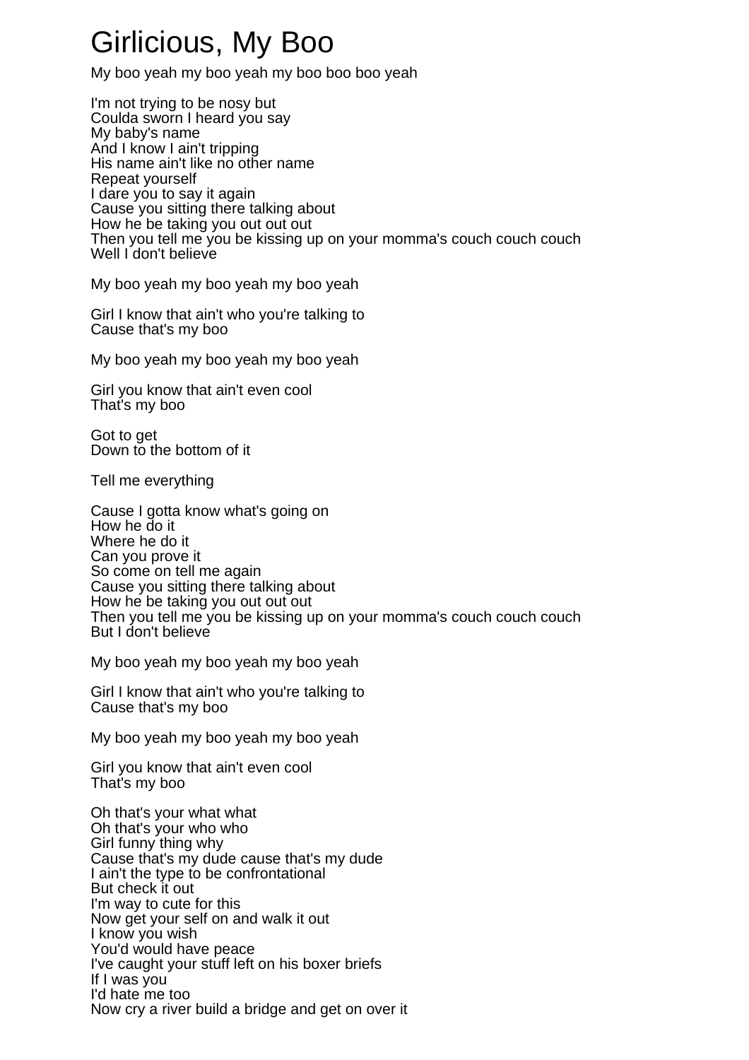# Girlicious, My Boo

My boo yeah my boo yeah my boo boo boo yeah

I'm not trying to be nosy but
Coulda sworn I heard you say
My baby's name
And I know I ain't tripping
His name ain't like no other name
Repeat yourself
I dare you to say it again
Cause you sitting there talking about
How he be taking you out out out
Then you tell me you be kissing up on your momma's couch couch couch
Well I don't believe

My boo yeah my boo yeah my boo yeah

Girl I know that ain't who you're talking to
Cause that's my boo

My boo yeah my boo yeah my boo yeah

Girl you know that ain't even cool
That's my boo

Got to get
Down to the bottom of it

Tell me everything

Cause I gotta know what's going on
How he do it
Where he do it
Can you prove it
So come on tell me again
Cause you sitting there talking about
How he be taking you out out out
Then you tell me you be kissing up on your momma's couch couch couch
But I don't believe

My boo yeah my boo yeah my boo yeah

Girl I know that ain't who you're talking to
Cause that's my boo

My boo yeah my boo yeah my boo yeah

Girl you know that ain't even cool
That's my boo

Oh that's your what what
Oh that's your who who
Girl funny thing why
Cause that's my dude cause that's my dude
I ain't the type to be confrontational
But check it out
I'm way to cute for this
Now get your self on and walk it out
I know you wish
You'd would have peace
I've caught your stuff left on his boxer briefs
If I was you
I'd hate me too
Now cry a river build a bridge and get on over it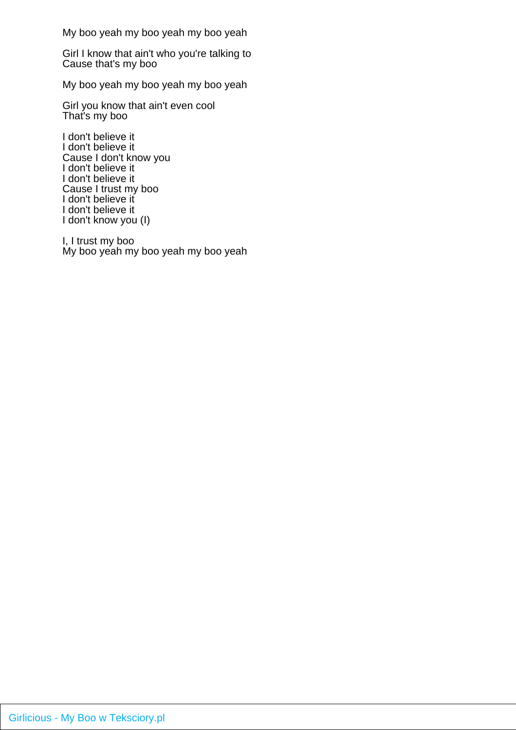My boo yeah my boo yeah my boo yeah

Girl I know that ain't who you're talking to
Cause that's my boo

My boo yeah my boo yeah my boo yeah

Girl you know that ain't even cool
That's my boo

I don't believe it
I don't believe it
Cause I don't know you
I don't believe it
I don't believe it
Cause I trust my boo
I don't believe it
I don't believe it
I don't know you (I)

I, I trust my boo
My boo yeah my boo yeah my boo yeah